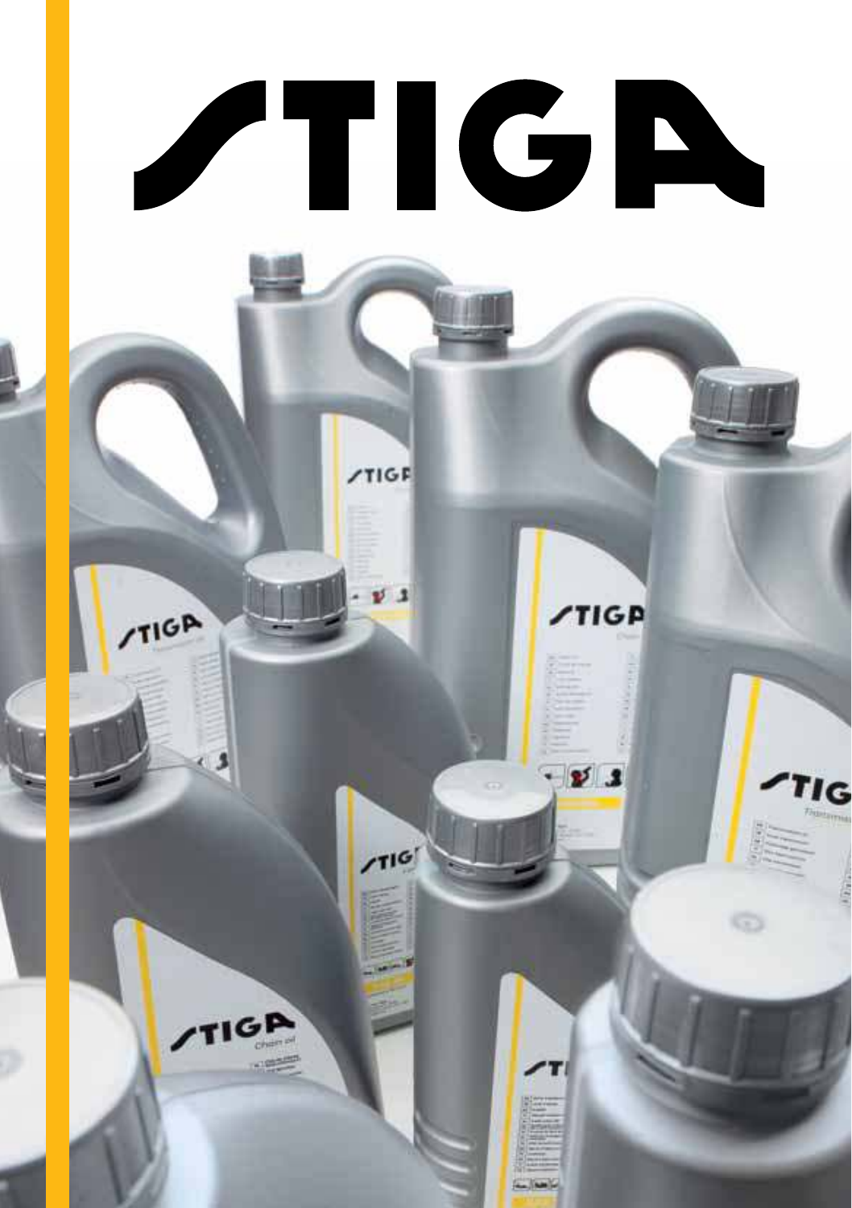# STIGA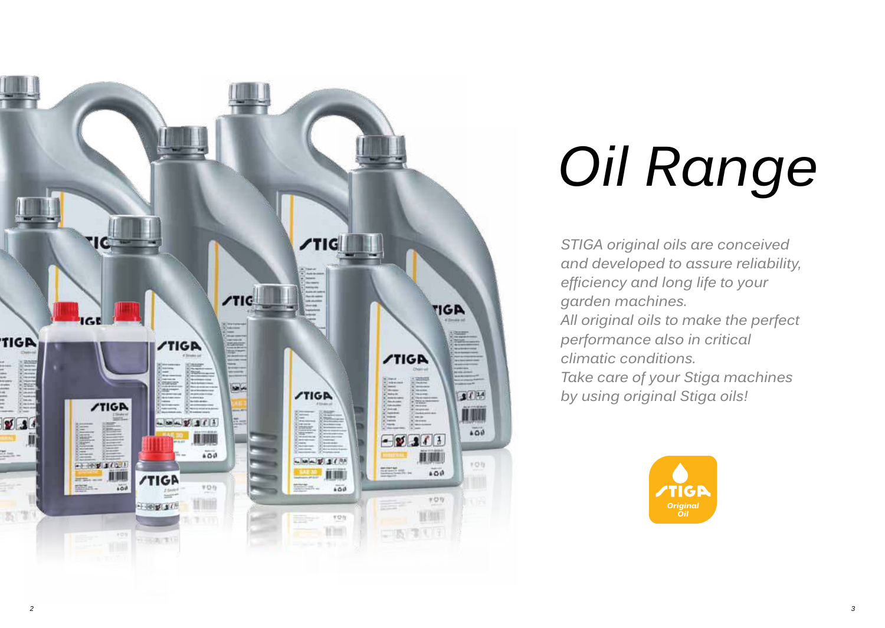# *Oil Range*

*STIGA original oils are conceived and developed to assure reliability, efficiency and long life to your garden machines.*
*All original oils to make the perfect performance also in critical climatic conditions.*
*Take care of your Stiga machines by using original Stiga oils!*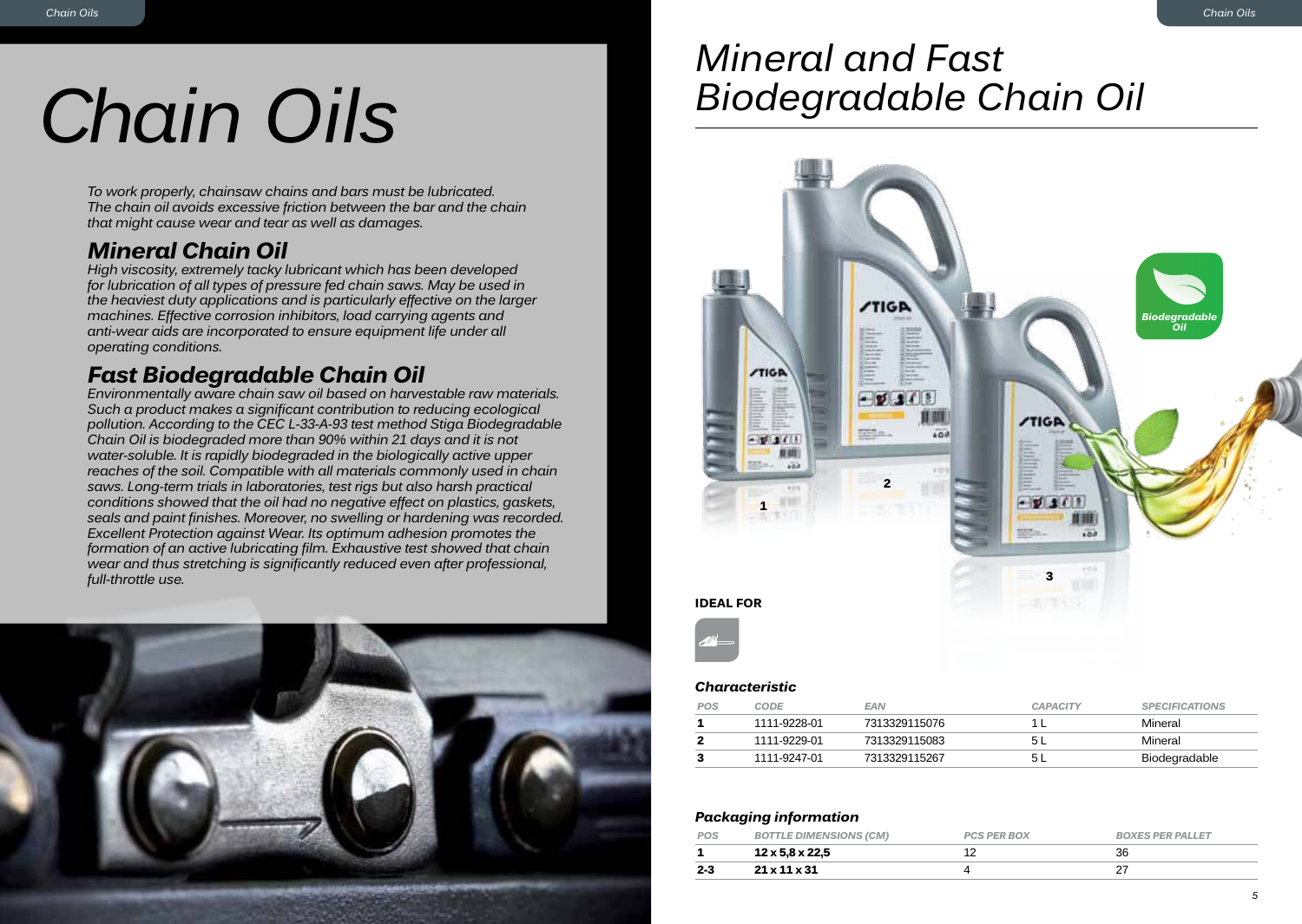# Chain Oils

*To work properly, chainsaw chains and bars must be lubricated. The chain oil avoids excessive friction between the bar and the chain that might cause wear and tear as well as damages.*

## Mineral Chain Oil

*High viscosity, extremely tacky lubricant which has been developed for lubrication of all types of pressure fed chain saws. May be used in the heaviest duty applications and is particularly effective on the larger machines. Effective corrosion inhibitors, load carrying agents and anti-wear aids are incorporated to ensure equipment life under all operating conditions.*

## Fast Biodegradable Chain Oil

*Environmentally aware chain saw oil based on harvestable raw materials. Such a product makes a significant contribution to reducing ecological pollution. According to the CEC L-33-A-93 test method Stiga Biodegradable Chain Oil is biodegraded more than 90% within 21 days and it is not water-soluble. It is rapidly biodegraded in the biologically active upper reaches of the soil. Compatible with all materials commonly used in chain saws. Long-term trials in laboratories, test rigs but also harsh practical conditions showed that the oil had no negative effect on plastics, gaskets, seals and paint finishes. Moreover, no swelling or hardening was recorded. Excellent Protection against Wear. Its optimum adhesion promotes the formation of an active lubricating film. Exhaustive test showed that chain wear and thus stretching is significantly reduced even after professional, full-throttle use.*

# Mineral and Fast Biodegradable Chain Oil

Biodegradable Oil

**IDEAL FOR**

### Characteristic

| POS | CODE | EAN | CAPACITY | SPECIFICATIONS |
|---|---|---|---|---|
| **1** | 1111-9228-01 | 7313329115076 | 1 L | Mineral |
| **2** | 1111-9229-01 | 7313329115083 | 5 L | Mineral |
| **3** | 1111-9247-01 | 7313329115267 | 5 L | Biodegradable |

### Packaging information

| POS | BOTTLE DIMENSIONS (CM) | PCS PER BOX | BOXES PER PALLET |
|---|---|---|---|
| **1** | **12 x 5,8 x 22,5** | 12 | 36 |
| **2-3** | **21 x 11 x 31** | 4 | 27 |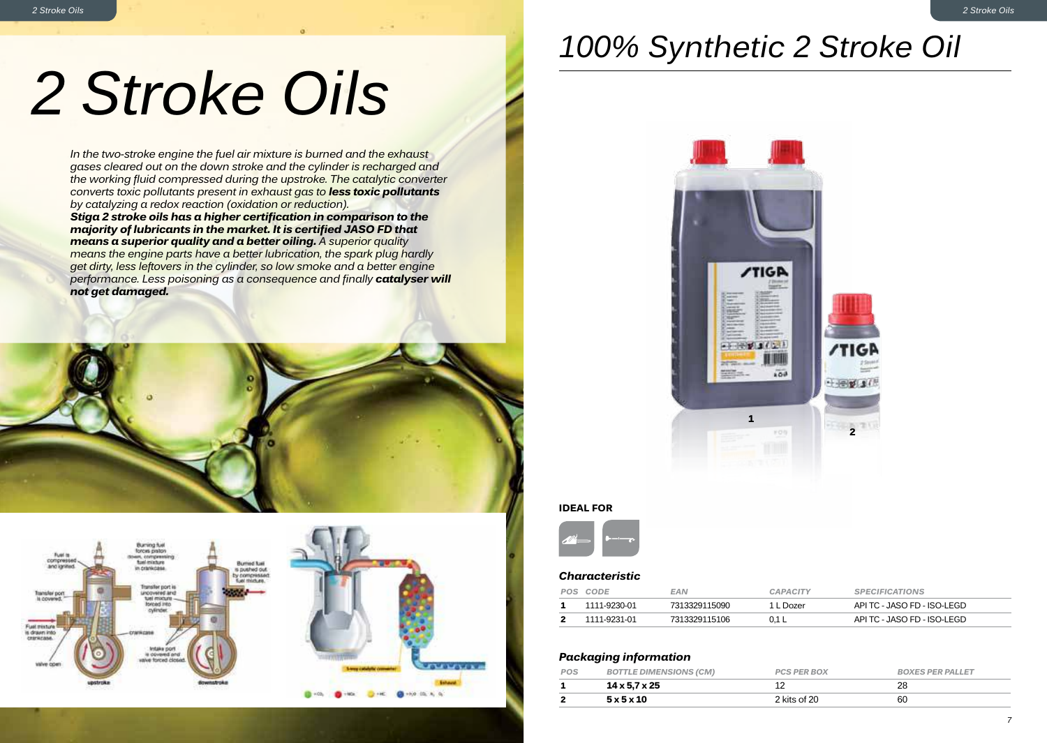# 2 Stroke Oils

*In the two-stroke engine the fuel air mixture is burned and the exhaust gases cleared out on the down stroke and the cylinder is recharged and the working fluid compressed during the upstroke. The catalytic converter converts toxic pollutants present in exhaust gas to **less toxic pollutants** by catalyzing a redox reaction (oxidation or reduction).*
***Stiga 2 stroke oils has a higher certification in comparison to the majority of lubricants in the market. It is certified JASO FD that means a superior quality and a better oiling.** A superior quality means the engine parts have a better lubrication, the spark plug hardly get dirty, less leftovers in the cylinder, so low smoke and a better engine performance. Less poisoning as a consequence and finally **catalyser will not get damaged.***

# 100% Synthetic 2 Stroke Oil

**IDEAL FOR**

### *Characteristic*

| POS | CODE | EAN | CAPACITY | SPECIFICATIONS |
|---|---|---|---|---|
| **1** | 1111-9230-01 | 7313329115090 | 1 L Dozer | API TC - JASO FD - ISO-LEGD |
| **2** | 1111-9231-01 | 7313329115106 | 0,1 L | API TC - JASO FD - ISO-LEGD |

### *Packaging information*

| POS | BOTTLE DIMENSIONS (CM) | PCS PER BOX | BOXES PER PALLET |
|---|---|---|---|
| **1** | **14 x 5,7 x 25** | 12 | 28 |
| **2** | **5 x 5 x 10** | 2 kits of 20 | 60 |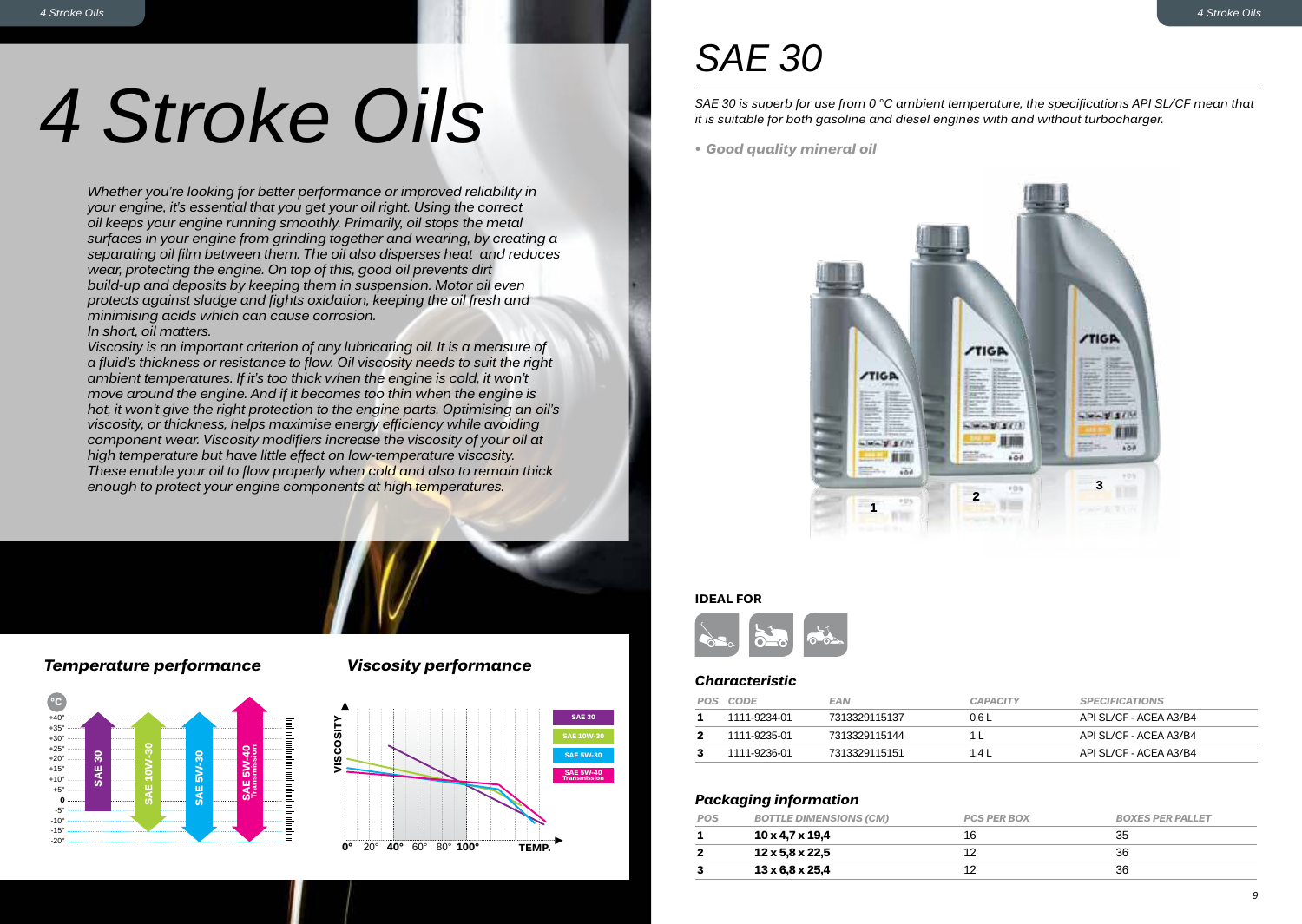# 4 Stroke Oils

*Whether you're looking for better performance or improved reliability in your engine, it's essential that you get your oil right. Using the correct oil keeps your engine running smoothly. Primarily, oil stops the metal surfaces in your engine from grinding together and wearing, by creating a separating oil film between them. The oil also disperses heat and reduces wear, protecting the engine. On top of this, good oil prevents dirt build-up and deposits by keeping them in suspension. Motor oil even protects against sludge and fights oxidation, keeping the oil fresh and minimising acids which can cause corrosion.*
*In short, oil matters.*
*Viscosity is an important criterion of any lubricating oil. It is a measure of a fluid's thickness or resistance to flow. Oil viscosity needs to suit the right ambient temperatures. If it's too thick when the engine is cold, it won't move around the engine. And if it becomes too thin when the engine is hot, it won't give the right protection to the engine parts. Optimising an oil's viscosity, or thickness, helps maximise energy efficiency while avoiding component wear. Viscosity modifiers increase the viscosity of your oil at high temperature but have little effect on low-temperature viscosity. These enable your oil to flow properly when cold and also to remain thick enough to protect your engine components at high temperatures.*

## *Temperature performance*

°C: +40°, +35°, +30°, +25°, +20°, +15°, +10°, +5°, 0, -5°, -10°, -15°, -20°

SAE 30 · SAE 10W-30 · SAE 5W-30 · SAE 5W-40 Transmission

## *Viscosity performance*

VISCOSITY — TEMP. 0° 20° 40° 60° 80° 100°

SAE 30 · SAE 10W-30 · SAE 5W-30 · SAE 5W-40 Transmission

# *SAE 30*

*SAE 30 is superb for use from 0 °C ambient temperature, the specifications API SL/CF mean that it is suitable for both gasoline and diesel engines with and without turbocharger.*

- ***Good quality mineral oil***

1 2 3

**IDEAL FOR**

### *Characteristic*

| POS | CODE | EAN | CAPACITY | SPECIFICATIONS |
|---|---|---|---|---|
| **1** | 1111-9234-01 | 7313329115137 | 0,6 L | API SL/CF - ACEA A3/B4 |
| **2** | 1111-9235-01 | 7313329115144 | 1 L | API SL/CF - ACEA A3/B4 |
| **3** | 1111-9236-01 | 7313329115151 | 1,4 L | API SL/CF - ACEA A3/B4 |

### *Packaging information*

| POS | BOTTLE DIMENSIONS (CM) | PCS PER BOX | BOXES PER PALLET |
|---|---|---|---|
| **1** | **10 x 4,7 x 19,4** | 16 | 35 |
| **2** | **12 x 5,8 x 22,5** | 12 | 36 |
| **3** | **13 x 6,8 x 25,4** | 12 | 36 |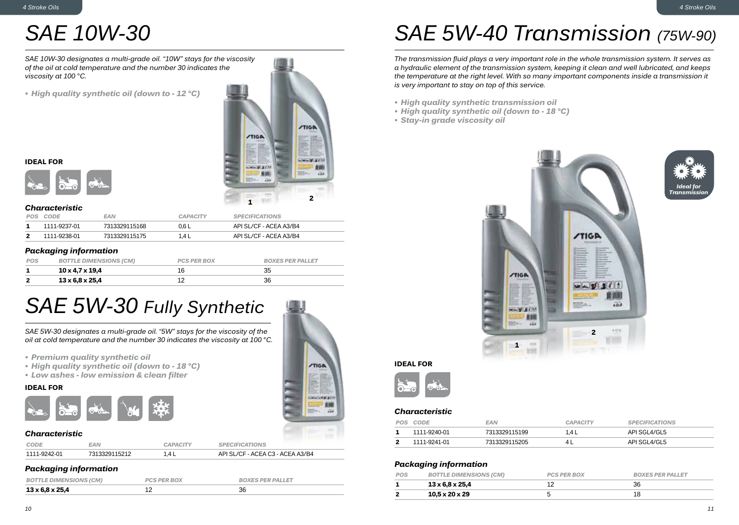# SAE 10W-30

*SAE 10W-30 designates a multi-grade oil. "10W" stays for the viscosity of the oil at cold temperature and the number 30 indicates the viscosity at 100 °C.*

- ***High quality synthetic oil (down to - 12 °C)***

**IDEAL FOR**

### *Characteristic*

| POS | CODE | EAN | CAPACITY | SPECIFICATIONS |
|---|---|---|---|---|
| **1** | 1111-9237-01 | 7313329115168 | 0,6 L | API SL/CF - ACEA A3/B4 |
| **2** | 1111-9238-01 | 7313329115175 | 1,4 L | API SL/CF - ACEA A3/B4 |

### *Packaging information*

| POS | BOTTLE DIMENSIONS (CM) | PCS PER BOX | BOXES PER PALLET |
|---|---|---|---|
| **1** | **10 x 4,7 x 19,4** | 16 | 35 |
| **2** | **13 x 6,8 x 25,4** | 12 | 36 |

# SAE 5W-30 *Fully Synthetic*

*SAE 5W-30 designates a multi-grade oil. "5W" stays for the viscosity of the oil at cold temperature and the number 30 indicates the viscosity at 100 °C.*

- ***Premium quality synthetic oil***
- ***High quality synthetic oil (down to - 18 °C)***
- ***Low ashes - low emission & clean filter***

**IDEAL FOR**

### *Characteristic*

| CODE | EAN | CAPACITY | SPECIFICATIONS |
|---|---|---|---|
| 1111-9242-01 | 7313329115212 | 1,4 L | API SL/CF - ACEA C3 - ACEA A3/B4 |

### *Packaging information*

| BOTTLE DIMENSIONS (CM) | PCS PER BOX | BOXES PER PALLET |
|---|---|---|
| **13 x 6,8 x 25,4** | 12 | 36 |

# SAE 5W-40 Transmission *(75W-90)*

*The transmission fluid plays a very important role in the whole transmission system. It serves as a hydraulic element of the transmission system, keeping it clean and well lubricated, and keeps the temperature at the right level. With so many important components inside a transmission it is very important to stay on top of this service.*

- ***High quality synthetic transmission oil***
- ***High quality synthetic oil (down to - 18 °C)***
- ***Stay-in grade viscosity oil***

*Ideal for Transmission*

**IDEAL FOR**

### *Characteristic*

| POS | CODE | EAN | CAPACITY | SPECIFICATIONS |
|---|---|---|---|---|
| **1** | 1111-9240-01 | 7313329115199 | 1,4 L | API SGL4/GL5 |
| **2** | 1111-9241-01 | 7313329115205 | 4 L | API SGL4/GL5 |

### *Packaging information*

| POS | BOTTLE DIMENSIONS (CM) | PCS PER BOX | BOXES PER PALLET |
|---|---|---|---|
| **1** | **13 x 6,8 x 25,4** | 12 | 36 |
| **2** | **10,5 x 20 x 29** | 5 | 18 |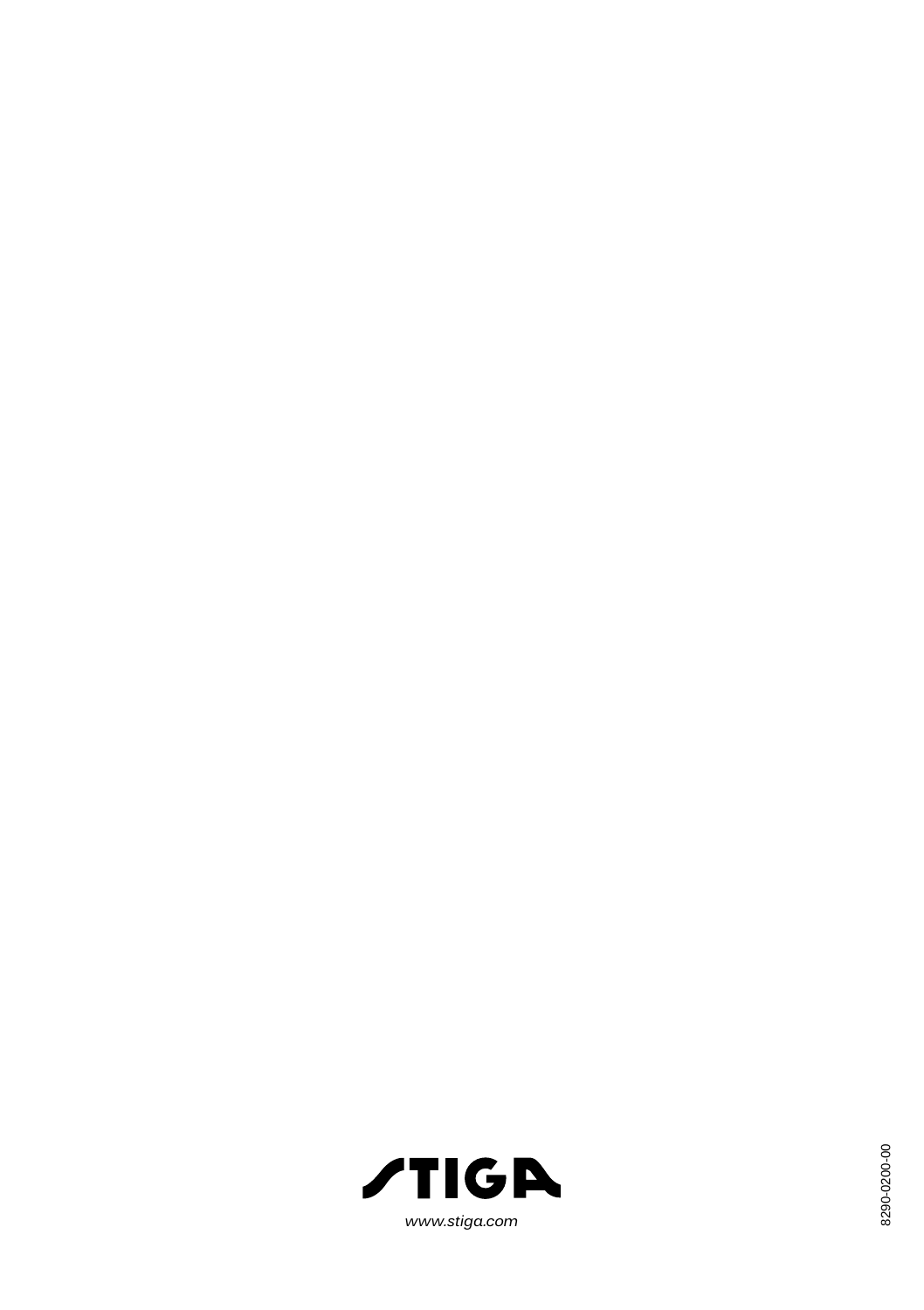STIGA

*www.stiga.com*

8290-0200-00